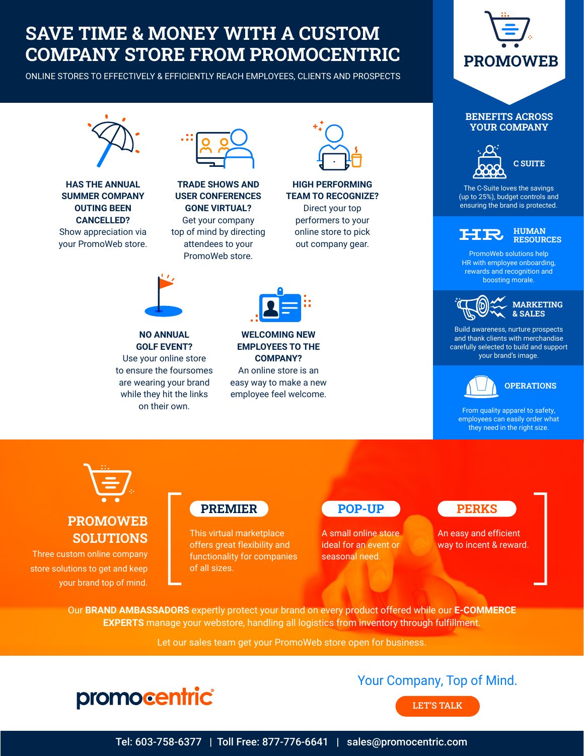# SAVE TIME & MONEY WITH A CUSTOM COMPANY STORE FROM PROMOCENTRIC

ONLINE STORES TO EFFECTIVELY & EFFICIENTLY REACH EMPLOYEES, CLIENTS AND PROSPECTS

**HAS THE ANNUAL SUMMER COMPANY OUTING BEEN CANCELLED?**
Show appreciation via your PromoWeb store.

**TRADE SHOWS AND USER CONFERENCES GONE VIRTUAL?**
Get your company top of mind by directing attendees to your PromoWeb store.

**HIGH PERFORMING TEAM TO RECOGNIZE?**
Direct your top performers to your online store to pick out company gear.

**NO ANNUAL GOLF EVENT?**
Use your online store to ensure the foursomes are wearing your brand while they hit the links on their own.

**WELCOMING NEW EMPLOYEES TO THE COMPANY?**
An online store is an easy way to make a new employee feel welcome.

## PROMOWEB

### BENEFITS ACROSS YOUR COMPANY

**C SUITE**
The C-Suite loves the savings (up to 25%), budget controls and ensuring the brand is protected.

**HUMAN RESOURCES**
PromoWeb solutions help HR with employee onboarding, rewards and recognition and boosting morale.

**MARKETING & SALES**
Build awareness, nurture prospects and thank clients with merchandise carefully selected to build and support your brand's image.

**OPERATIONS**
From quality apparel to safety, employees can easily order what they need in the right size.

## PROMOWEB SOLUTIONS

Three custom online company store solutions to get and keep your brand top of mind.

**PREMIER**
This virtual marketplace offers great flexibility and functionality for companies of all sizes.

**POP-UP**
A small online store ideal for an event or seasonal need.

**PERKS**
An easy and efficient way to incent & reward.

Our **BRAND AMBASSADORS** expertly protect your brand on every product offered while our **E-COMMERCE EXPERTS** manage your webstore, handling all logistics from inventory through fulfillment.

Let our sales team get your PromoWeb store open for business.

promocentric®

Your Company, Top of Mind.

LET'S TALK

Tel: 603-758-6377 | Toll Free: 877-776-6641 | sales@promocentric.com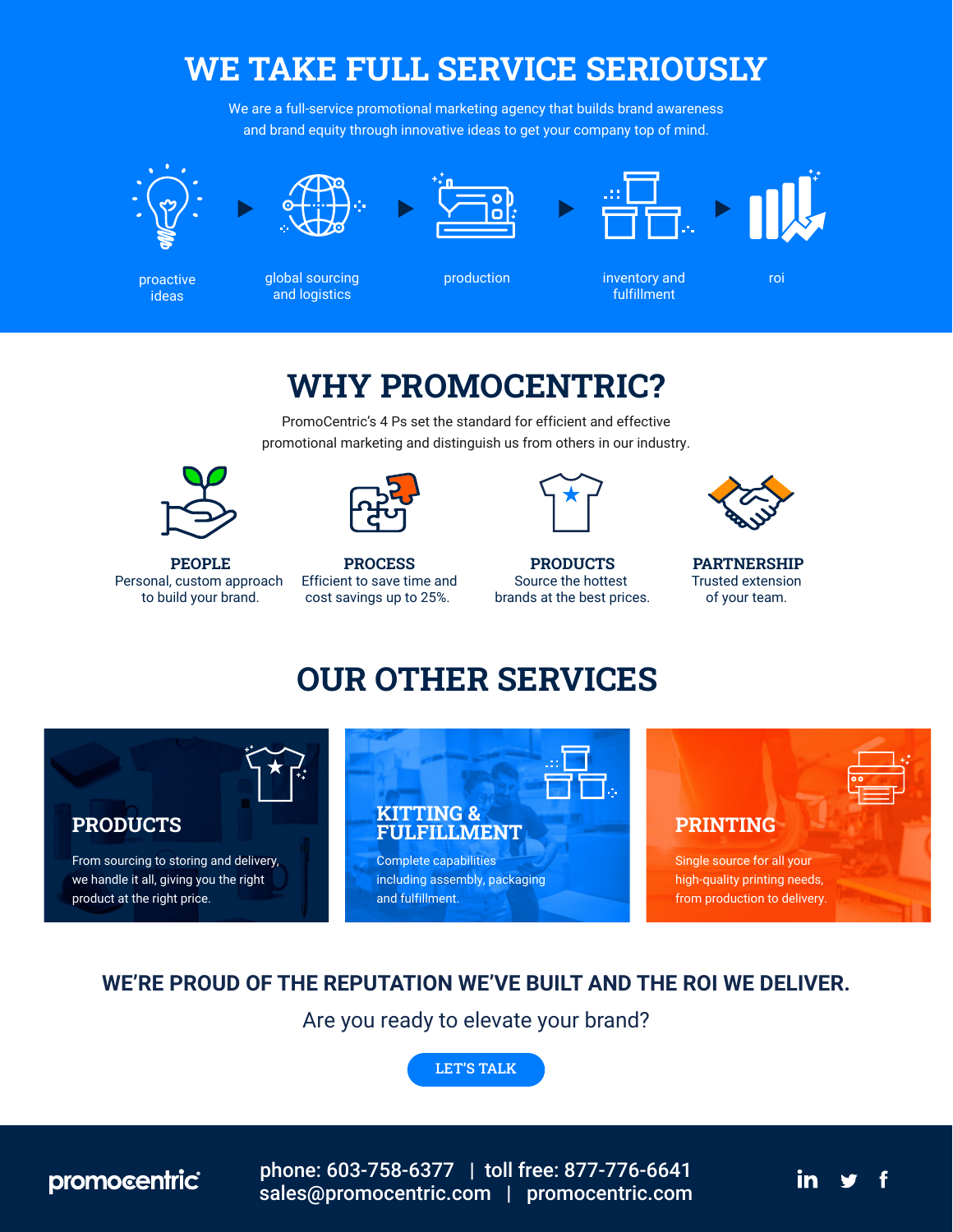# WE TAKE FULL SERVICE SERIOUSLY

We are a full-service promotional marketing agency that builds brand awareness and brand equity through innovative ideas to get your company top of mind.

proactive ideas

global sourcing and logistics

production

inventory and fulfillment

roi

# WHY PROMOCENTRIC?

PromoCentric's 4 Ps set the standard for efficient and effective promotional marketing and distinguish us from others in our industry.

**PEOPLE**
Personal, custom approach to build your brand.

**PROCESS**
Efficient to save time and cost savings up to 25%.

**PRODUCTS**
Source the hottest brands at the best prices.

**PARTNERSHIP**
Trusted extension of your team.

# OUR OTHER SERVICES

## PRODUCTS

From sourcing to storing and delivery, we handle it all, giving you the right product at the right price.

## KITTING & FULFILLMENT

Complete capabilities including assembly, packaging and fulfillment.

## PRINTING

Single source for all your high-quality printing needs, from production to delivery.

## WE'RE PROUD OF THE REPUTATION WE'VE BUILT AND THE ROI WE DELIVER.

Are you ready to elevate your brand?

LET'S TALK

promocentric

phone: 603-758-6377 | toll free: 877-776-6641
sales@promocentric.com | promocentric.com